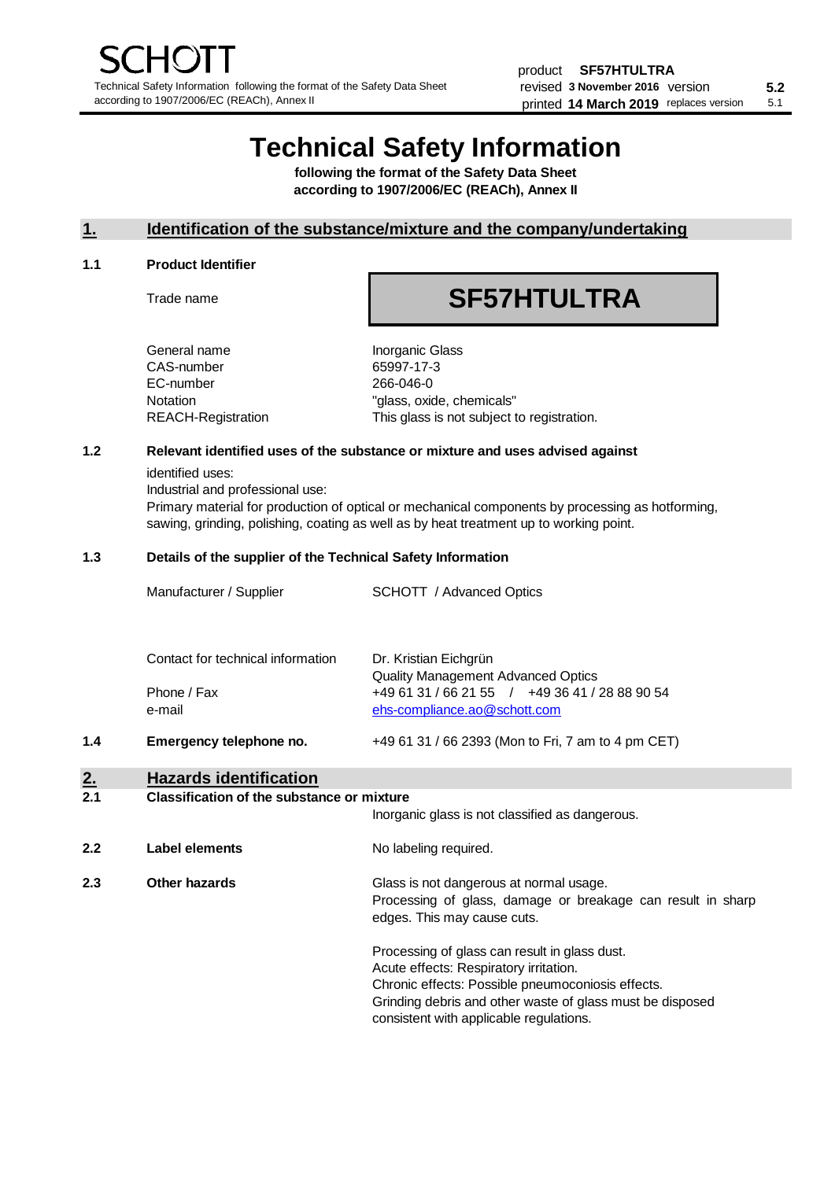# Technical Safety Information

**following the format of the Safety Data Sheet according to 1907/2006/EC (REACh), Annex II**

## 1. Identification of the substance/mixture and the company/undertaking

### 1.1 Product Identifier

| | |
|---|---|
| Trade name | **SF57HTULTRA** |
| General name | Inorganic Glass |
| CAS-number | 65997-17-3 |
| EC-number | 266-046-0 |
| Notation | "glass, oxide, chemicals" |
| REACH-Registration | This glass is not subject to registration. |

### 1.2 Relevant identified uses of the substance or mixture and uses advised against

identified uses:
Industrial and professional use:
Primary material for production of optical or mechanical components by processing as hotforming, sawing, grinding, polishing, coating as well as by heat treatment up to working point.

### 1.3 Details of the supplier of the Technical Safety Information

| | |
|---|---|
| Manufacturer / Supplier | SCHOTT / Advanced Optics |
| Contact for technical information | Dr. Kristian Eichgrün<br>Quality Management Advanced Optics |
| Phone / Fax | +49 61 31 / 66 21 55 / +49 36 41 / 28 88 90 54 |
| e-mail | ehs-compliance.ao@schott.com |

### 1.4 Emergency telephone no.

+49 61 31 / 66 2393 (Mon to Fri, 7 am to 4 pm CET)

## 2. Hazards identification

### 2.1 Classification of the substance or mixture

Inorganic glass is not classified as dangerous.

### 2.2 Label elements

No labeling required.

### 2.3 Other hazards

Glass is not dangerous at normal usage.
Processing of glass, damage or breakage can result in sharp edges. This may cause cuts.

Processing of glass can result in glass dust.
Acute effects: Respiratory irritation.
Chronic effects: Possible pneumoconiosis effects.
Grinding debris and other waste of glass must be disposed consistent with applicable regulations.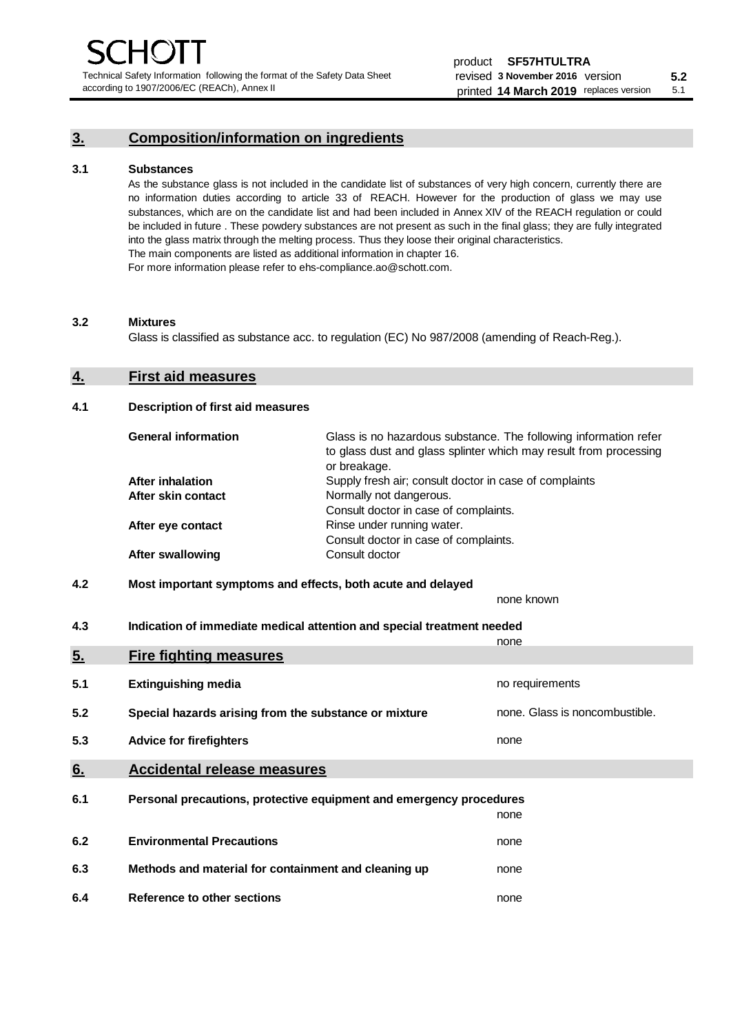## 3. Composition/information on ingredients

**3.1 Substances**

As the substance glass is not included in the candidate list of substances of very high concern, currently there are no information duties according to article 33 of REACH. However for the production of glass we may use substances, which are on the candidate list and had been included in Annex XIV of the REACH regulation or could be included in future . These powdery substances are not present as such in the final glass; they are fully integrated into the glass matrix through the melting process. Thus they loose their original characteristics.
The main components are listed as additional information in chapter 16.
For more information please refer to ehs-compliance.ao@schott.com.

**3.2 Mixtures**

Glass is classified as substance acc. to regulation (EC) No 987/2008 (amending of Reach-Reg.).

## 4. First aid measures

**4.1 Description of first aid measures**

| | |
|---|---|
| **General information** | Glass is no hazardous substance. The following information refer to glass dust and glass splinter which may result from processing or breakage. |
| **After inhalation** | Supply fresh air; consult doctor in case of complaints |
| **After skin contact** | Normally not dangerous.<br>Consult doctor in case of complaints. |
| **After eye contact** | Rinse under running water.<br>Consult doctor in case of complaints. |
| **After swallowing** | Consult doctor |

**4.2 Most important symptoms and effects, both acute and delayed**

none known

**4.3 Indication of immediate medical attention and special treatment needed**

none

## 5. Fire fighting measures

| | | |
|---|---|---|
| **5.1** | **Extinguishing media** | no requirements |
| **5.2** | **Special hazards arising from the substance or mixture** | none. Glass is noncombustible. |
| **5.3** | **Advice for firefighters** | none |

## 6. Accidental release measures

| | | |
|---|---|---|
| **6.1** | **Personal precautions, protective equipment and emergency procedures** | none |
| **6.2** | **Environmental Precautions** | none |
| **6.3** | **Methods and material for containment and cleaning up** | none |
| **6.4** | **Reference to other sections** | none |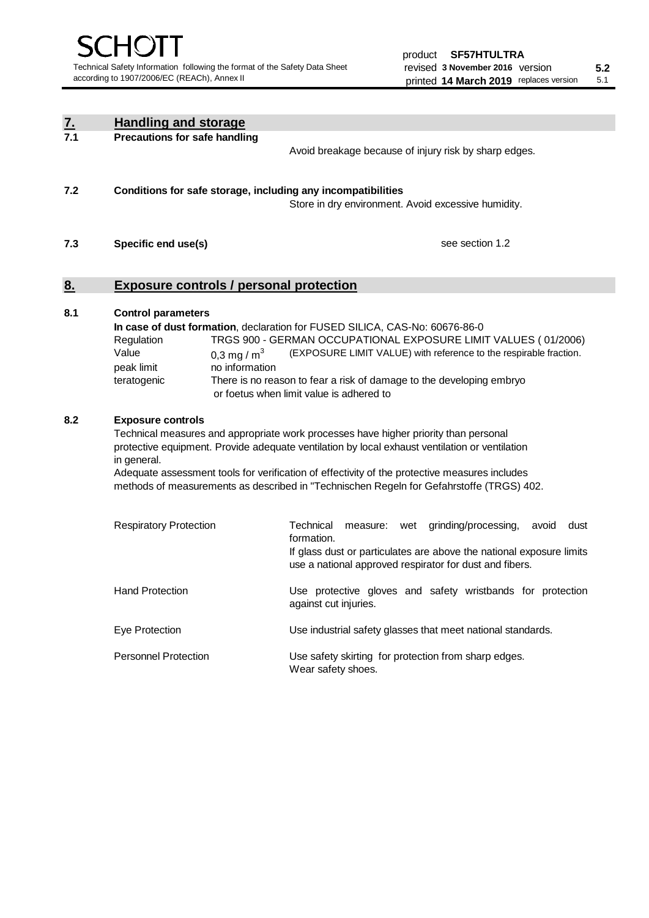## 7. Handling and storage

### 7.1 Precautions for safe handling

Avoid breakage because of injury risk by sharp edges.

### 7.2 Conditions for safe storage, including any incompatibilities

Store in dry environment. Avoid excessive humidity.

### 7.3 Specific end use(s)

see section 1.2

## 8. Exposure controls / personal protection

### 8.1 Control parameters

**In case of dust formation**, declaration for FUSED SILICA, CAS-No: 60676-86-0

| | |
|---|---|
| Regulation | TRGS 900 - GERMAN OCCUPATIONAL EXPOSURE LIMIT VALUES ( 01/2006) |
| Value | 0,3 mg / $m^3$ (EXPOSURE LIMIT VALUE) with reference to the respirable fraction. |
| peak limit | no information |
| teratogenic | There is no reason to fear a risk of damage to the developing embryo or foetus when limit value is adhered to |

### 8.2 Exposure controls

Technical measures and appropriate work processes have higher priority than personal protective equipment. Provide adequate ventilation by local exhaust ventilation or ventilation in general.

Adequate assessment tools for verification of effectivity of the protective measures includes methods of measurements as described in "Technischen Regeln for Gefahrstoffe (TRGS) 402.

| | |
|---|---|
| Respiratory Protection | Technical measure: wet grinding/processing, avoid dust formation. If glass dust or particulates are above the national exposure limits use a national approved respirator for dust and fibers. |
| Hand Protection | Use protective gloves and safety wristbands for protection against cut injuries. |
| Eye Protection | Use industrial safety glasses that meet national standards. |
| Personnel Protection | Use safety skirting for protection from sharp edges. Wear safety shoes. |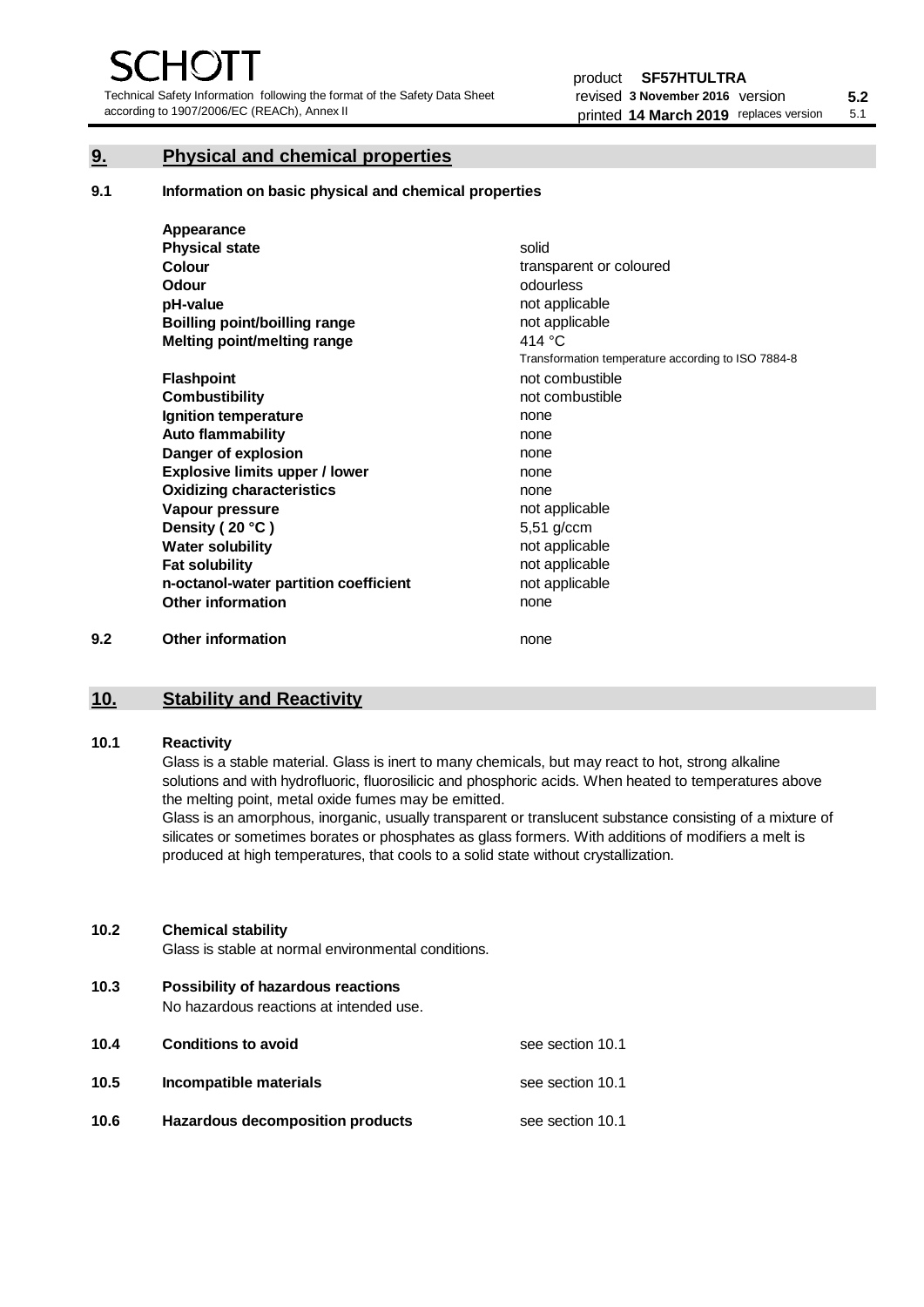## 9. Physical and chemical properties

### 9.1 Information on basic physical and chemical properties

| | |
|---|---|
| **Appearance** | |
| **Physical state** | solid |
| **Colour** | transparent or coloured |
| **Odour** | odourless |
| **pH-value** | not applicable |
| **Boilling point/boilling range** | not applicable |
| **Melting point/melting range** | 414 °C<br>Transformation temperature according to ISO 7884-8 |
| **Flashpoint** | not combustible |
| **Combustibility** | not combustible |
| **Ignition temperature** | none |
| **Auto flammability** | none |
| **Danger of explosion** | none |
| **Explosive limits upper / lower** | none |
| **Oxidizing characteristics** | none |
| **Vapour pressure** | not applicable |
| **Density ( 20 °C )** | 5,51 g/ccm |
| **Water solubility** | not applicable |
| **Fat solubility** | not applicable |
| **n-octanol-water partition coefficient** | not applicable |
| **Other information** | none |

### 9.2 Other information

none

## 10. Stability and Reactivity

### 10.1 Reactivity

Glass is a stable material. Glass is inert to many chemicals, but may react to hot, strong alkaline solutions and with hydrofluoric, fluorosilicic and phosphoric acids. When heated to temperatures above the melting point, metal oxide fumes may be emitted.

Glass is an amorphous, inorganic, usually transparent or translucent substance consisting of a mixture of silicates or sometimes borates or phosphates as glass formers. With additions of modifiers a melt is produced at high temperatures, that cools to a solid state without crystallization.

### 10.2 Chemical stability

Glass is stable at normal environmental conditions.

### 10.3 Possibility of hazardous reactions

No hazardous reactions at intended use.

### 10.4 Conditions to avoid

see section 10.1

### 10.5 Incompatible materials

see section 10.1

### 10.6 Hazardous decomposition products

see section 10.1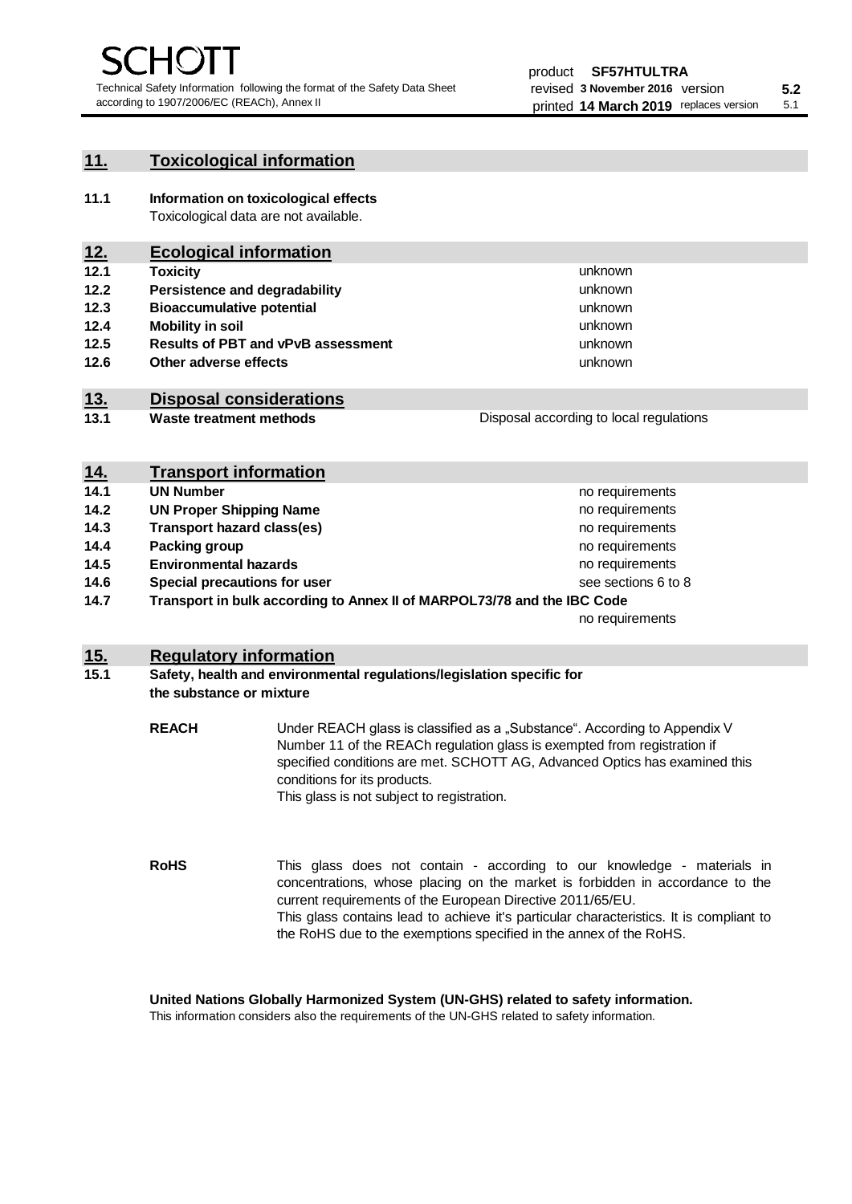## 11. Toxicological information

**11.1 Information on toxicological effects**
Toxicological data are not available.

## 12. Ecological information

| | | |
|---|---|---|
| **12.1** | **Toxicity** | unknown |
| **12.2** | **Persistence and degradability** | unknown |
| **12.3** | **Bioaccumulative potential** | unknown |
| **12.4** | **Mobility in soil** | unknown |
| **12.5** | **Results of PBT and vPvB assessment** | unknown |
| **12.6** | **Other adverse effects** | unknown |

## 13. Disposal considerations

| | | |
|---|---|---|
| **13.1** | **Waste treatment methods** | Disposal according to local regulations |

## 14. Transport information

| | | |
|---|---|---|
| **14.1** | **UN Number** | no requirements |
| **14.2** | **UN Proper Shipping Name** | no requirements |
| **14.3** | **Transport hazard class(es)** | no requirements |
| **14.4** | **Packing group** | no requirements |
| **14.5** | **Environmental hazards** | no requirements |
| **14.6** | **Special precautions for user** | see sections 6 to 8 |
| **14.7** | **Transport in bulk according to Annex II of MARPOL73/78 and the IBC Code** | no requirements |

## 15. Regulatory information

**15.1 Safety, health and environmental regulations/legislation specific for the substance or mixture**

**REACH** Under REACH glass is classified as a „Substance". According to Appendix V Number 11 of the REACh regulation glass is exempted from registration if specified conditions are met. SCHOTT AG, Advanced Optics has examined this conditions for its products.
This glass is not subject to registration.

**RoHS** This glass does not contain - according to our knowledge - materials in concentrations, whose placing on the market is forbidden in accordance to the current requirements of the European Directive 2011/65/EU.
This glass contains lead to achieve it's particular characteristics. It is compliant to the RoHS due to the exemptions specified in the annex of the RoHS.

**United Nations Globally Harmonized System (UN-GHS) related to safety information.**
This information considers also the requirements of the UN-GHS related to safety information.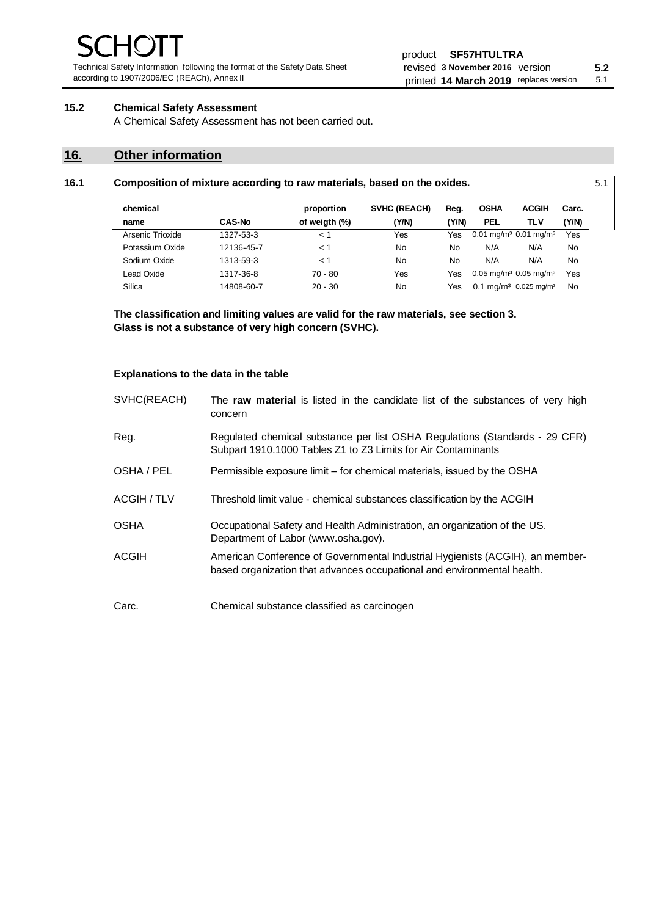### 15.2 Chemical Safety Assessment

A Chemical Safety Assessment has not been carried out.

## 16. Other information

### 16.1 Composition of mixture according to raw materials, based on the oxides.

5.1

| chemical name | CAS-No | proportion of weigth (%) | SVHC (REACH) (Y/N) | Reg. (Y/N) | OSHA PEL | ACGIH TLV | Carc. (Y/N) |
|---|---|---|---|---|---|---|---|
| Arsenic Trioxide | 1327-53-3 | < 1 | Yes | Yes | 0.01 mg/m³ | 0.01 mg/m³ | Yes |
| Potassium Oxide | 12136-45-7 | < 1 | No | No | N/A | N/A | No |
| Sodium Oxide | 1313-59-3 | < 1 | No | No | N/A | N/A | No |
| Lead Oxide | 1317-36-8 | 70 - 80 | Yes | Yes | 0.05 mg/m³ | 0.05 mg/m³ | Yes |
| Silica | 14808-60-7 | 20 - 30 | No | Yes | 0.1 mg/m³ | 0.025 mg/m³ | No |

**The classification and limiting values are valid for the raw materials, see section 3.**
**Glass is not a substance of very high concern (SVHC).**

**Explanations to the data in the table**

| | |
|---|---|
| SVHC(REACH) | The **raw material** is listed in the candidate list of the substances of very high concern |
| Reg. | Regulated chemical substance per list OSHA Regulations (Standards - 29 CFR) Subpart 1910.1000 Tables Z1 to Z3 Limits for Air Contaminants |
| OSHA / PEL | Permissible exposure limit – for chemical materials, issued by the OSHA |
| ACGIH / TLV | Threshold limit value - chemical substances classification by the ACGIH |
| OSHA | Occupational Safety and Health Administration, an organization of the US. Department of Labor (www.osha.gov). |
| ACGIH | American Conference of Governmental Industrial Hygienists (ACGIH), an member-based organization that advances occupational and environmental health. |
| Carc. | Chemical substance classified as carcinogen |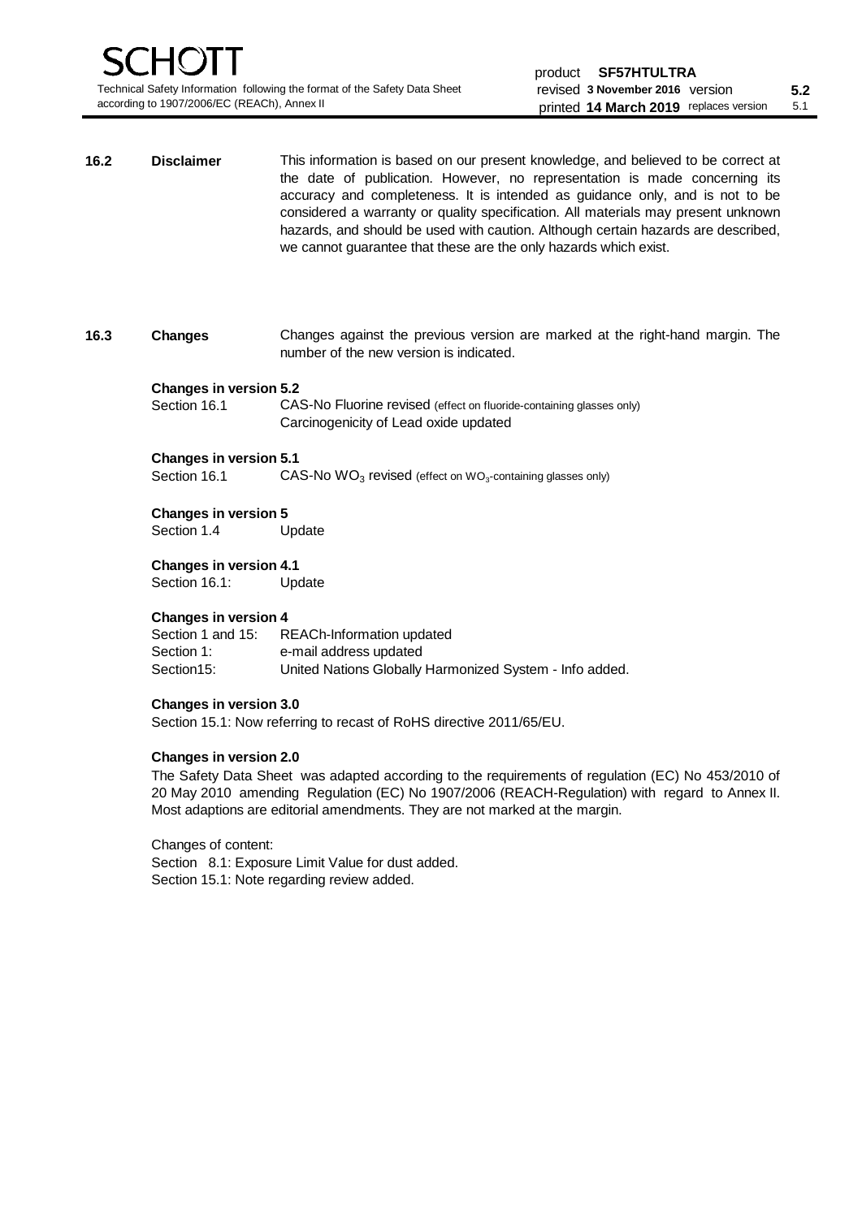**16.2 Disclaimer**

This information is based on our present knowledge, and believed to be correct at the date of publication. However, no representation is made concerning its accuracy and completeness. It is intended as guidance only, and is not to be considered a warranty or quality specification. All materials may present unknown hazards, and should be used with caution. Although certain hazards are described, we cannot guarantee that these are the only hazards which exist.

**16.3 Changes**

Changes against the previous version are marked at the right-hand margin. The number of the new version is indicated.

**Changes in version 5.2**

Section 16.1 CAS-No Fluorine revised (effect on fluoride-containing glasses only)
Carcinogenicity of Lead oxide updated

**Changes in version 5.1**

Section 16.1 CAS-No $WO_3$ revised (effect on $WO_3$-containing glasses only)

**Changes in version 5**

Section 1.4 Update

**Changes in version 4.1**

Section 16.1: Update

**Changes in version 4**

Section 1 and 15: REACh-Information updated
Section 1: e-mail address updated
Section15: United Nations Globally Harmonized System - Info added.

**Changes in version 3.0**

Section 15.1: Now referring to recast of RoHS directive 2011/65/EU.

**Changes in version 2.0**

The Safety Data Sheet was adapted according to the requirements of regulation (EC) No 453/2010 of 20 May 2010 amending Regulation (EC) No 1907/2006 (REACH-Regulation) with regard to Annex II. Most adaptions are editorial amendments. They are not marked at the margin.

Changes of content:
Section 8.1: Exposure Limit Value for dust added.
Section 15.1: Note regarding review added.